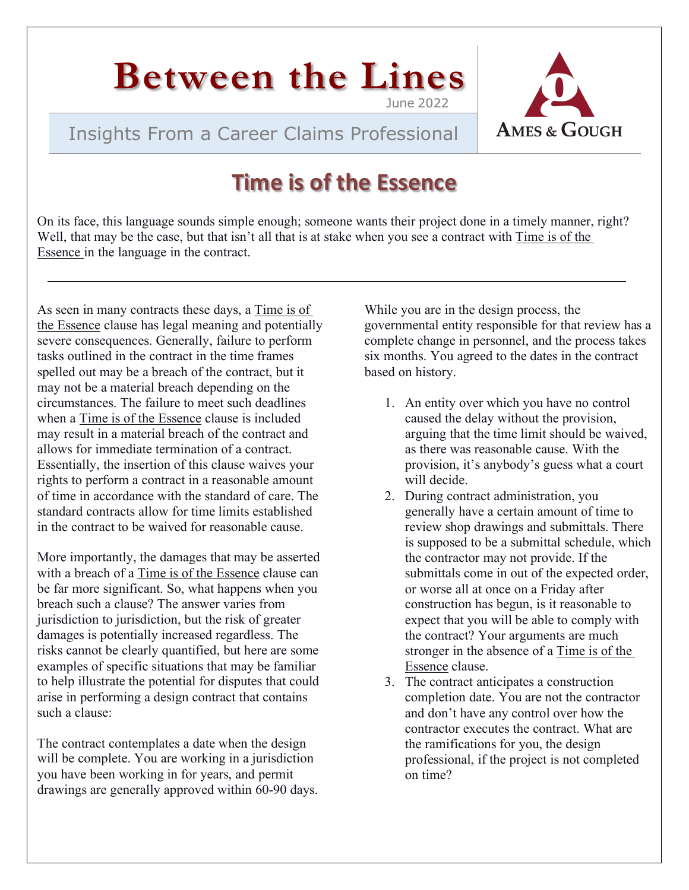# Between the Lines

June 2022

Insights From a Career Claims Professional

AMES & GOUGH

## Time is of the Essence

On its face, this language sounds simple enough; someone wants their project done in a timely manner, right? Well, that may be the case, but that isn't all that is at stake when you see a contract with Time is of the Essence in the language in the contract.

---

As seen in many contracts these days, a Time is of the Essence clause has legal meaning and potentially severe consequences. Generally, failure to perform tasks outlined in the contract in the time frames spelled out may be a breach of the contract, but it may not be a material breach depending on the circumstances. The failure to meet such deadlines when a Time is of the Essence clause is included may result in a material breach of the contract and allows for immediate termination of a contract. Essentially, the insertion of this clause waives your rights to perform a contract in a reasonable amount of time in accordance with the standard of care. The standard contracts allow for time limits established in the contract to be waived for reasonable cause.

More importantly, the damages that may be asserted with a breach of a Time is of the Essence clause can be far more significant. So, what happens when you breach such a clause? The answer varies from jurisdiction to jurisdiction, but the risk of greater damages is potentially increased regardless. The risks cannot be clearly quantified, but here are some examples of specific situations that may be familiar to help illustrate the potential for disputes that could arise in performing a design contract that contains such a clause:

The contract contemplates a date when the design will be complete. You are working in a jurisdiction you have been working in for years, and permit drawings are generally approved within 60-90 days. While you are in the design process, the governmental entity responsible for that review has a complete change in personnel, and the process takes six months. You agreed to the dates in the contract based on history.

1. An entity over which you have no control caused the delay without the provision, arguing that the time limit should be waived, as there was reasonable cause. With the provision, it's anybody's guess what a court will decide.
2. During contract administration, you generally have a certain amount of time to review shop drawings and submittals. There is supposed to be a submittal schedule, which the contractor may not provide. If the submittals come in out of the expected order, or worse all at once on a Friday after construction has begun, is it reasonable to expect that you will be able to comply with the contract? Your arguments are much stronger in the absence of a Time is of the Essence clause.
3. The contract anticipates a construction completion date. You are not the contractor and don't have any control over how the contractor executes the contract. What are the ramifications for you, the design professional, if the project is not completed on time?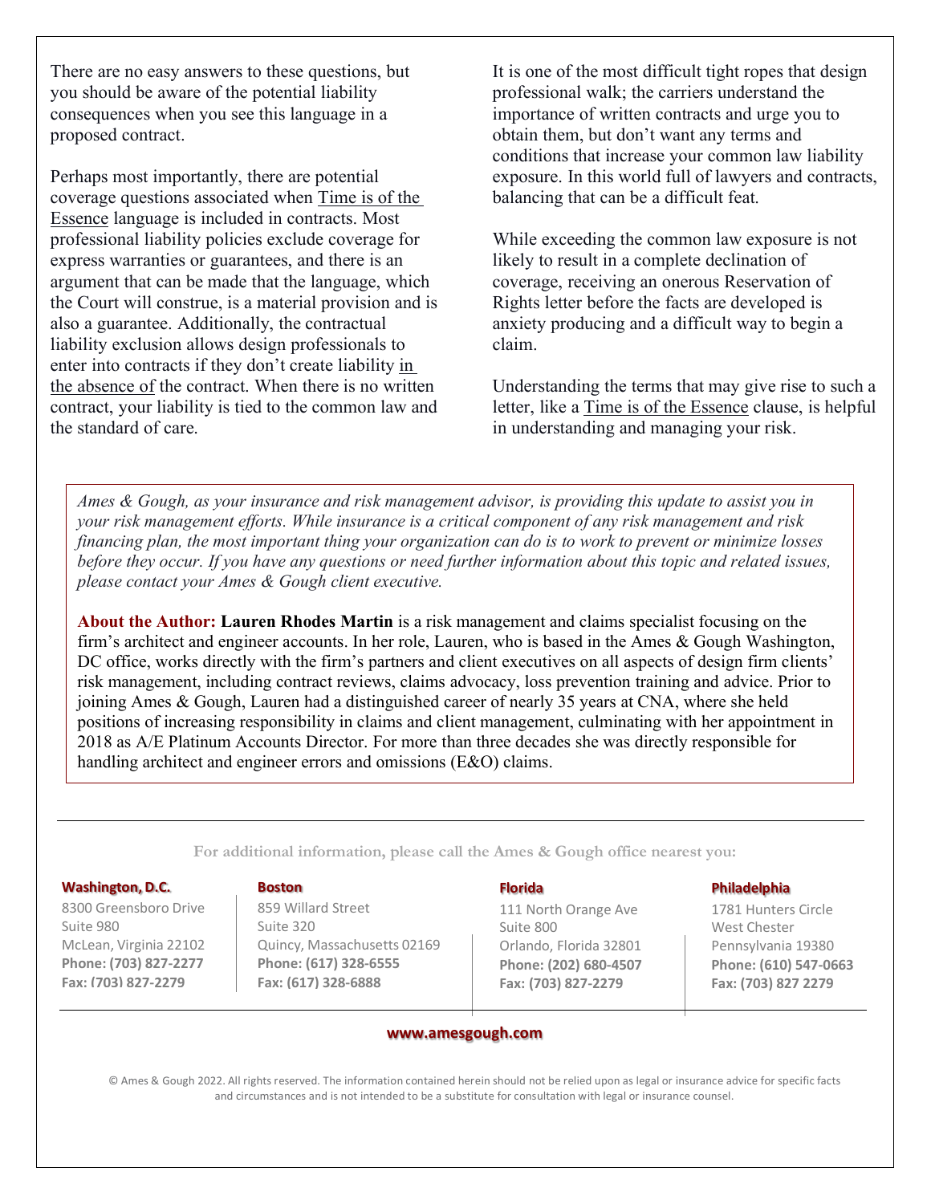There are no easy answers to these questions, but you should be aware of the potential liability consequences when you see this language in a proposed contract.

Perhaps most importantly, there are potential coverage questions associated when Time is of the Essence language is included in contracts. Most professional liability policies exclude coverage for express warranties or guarantees, and there is an argument that can be made that the language, which the Court will construe, is a material provision and is also a guarantee. Additionally, the contractual liability exclusion allows design professionals to enter into contracts if they don't create liability in the absence of the contract. When there is no written contract, your liability is tied to the common law and the standard of care.

It is one of the most difficult tight ropes that design professional walk; the carriers understand the importance of written contracts and urge you to obtain them, but don't want any terms and conditions that increase your common law liability exposure. In this world full of lawyers and contracts, balancing that can be a difficult feat.

While exceeding the common law exposure is not likely to result in a complete declination of coverage, receiving an onerous Reservation of Rights letter before the facts are developed is anxiety producing and a difficult way to begin a claim.

Understanding the terms that may give rise to such a letter, like a Time is of the Essence clause, is helpful in understanding and managing your risk.

*Ames & Gough, as your insurance and risk management advisor, is providing this update to assist you in your risk management efforts. While insurance is a critical component of any risk management and risk financing plan, the most important thing your organization can do is to work to prevent or minimize losses before they occur. If you have any questions or need further information about this topic and related issues, please contact your Ames & Gough client executive.*

**About the Author:** **Lauren Rhodes Martin** is a risk management and claims specialist focusing on the firm's architect and engineer accounts. In her role, Lauren, who is based in the Ames & Gough Washington, DC office, works directly with the firm's partners and client executives on all aspects of design firm clients' risk management, including contract reviews, claims advocacy, loss prevention training and advice. Prior to joining Ames & Gough, Lauren had a distinguished career of nearly 35 years at CNA, where she held positions of increasing responsibility in claims and client management, culminating with her appointment in 2018 as A/E Platinum Accounts Director. For more than three decades she was directly responsible for handling architect and engineer errors and omissions (E&O) claims.

**For additional information, please call the Ames & Gough office nearest you:**

**Washington, D.C.**
8300 Greensboro Drive
Suite 980
McLean, Virginia 22102
**Phone: (703) 827-2277**
**Fax: (703) 827-2279**

**Boston**
859 Willard Street
Suite 320
Quincy, Massachusetts 02169
**Phone: (617) 328-6555**
**Fax: (617) 328-6888**

**Florida**
111 North Orange Ave
Suite 800
Orlando, Florida 32801
**Phone: (202) 680-4507**
**Fax: (703) 827-2279**

**Philadelphia**
1781 Hunters Circle
West Chester
Pennsylvania 19380
**Phone: (610) 547-0663**
**Fax: (703) 827 2279**

**www.amesgough.com**

© Ames & Gough 2022. All rights reserved. The information contained herein should not be relied upon as legal or insurance advice for specific facts and circumstances and is not intended to be a substitute for consultation with legal or insurance counsel.